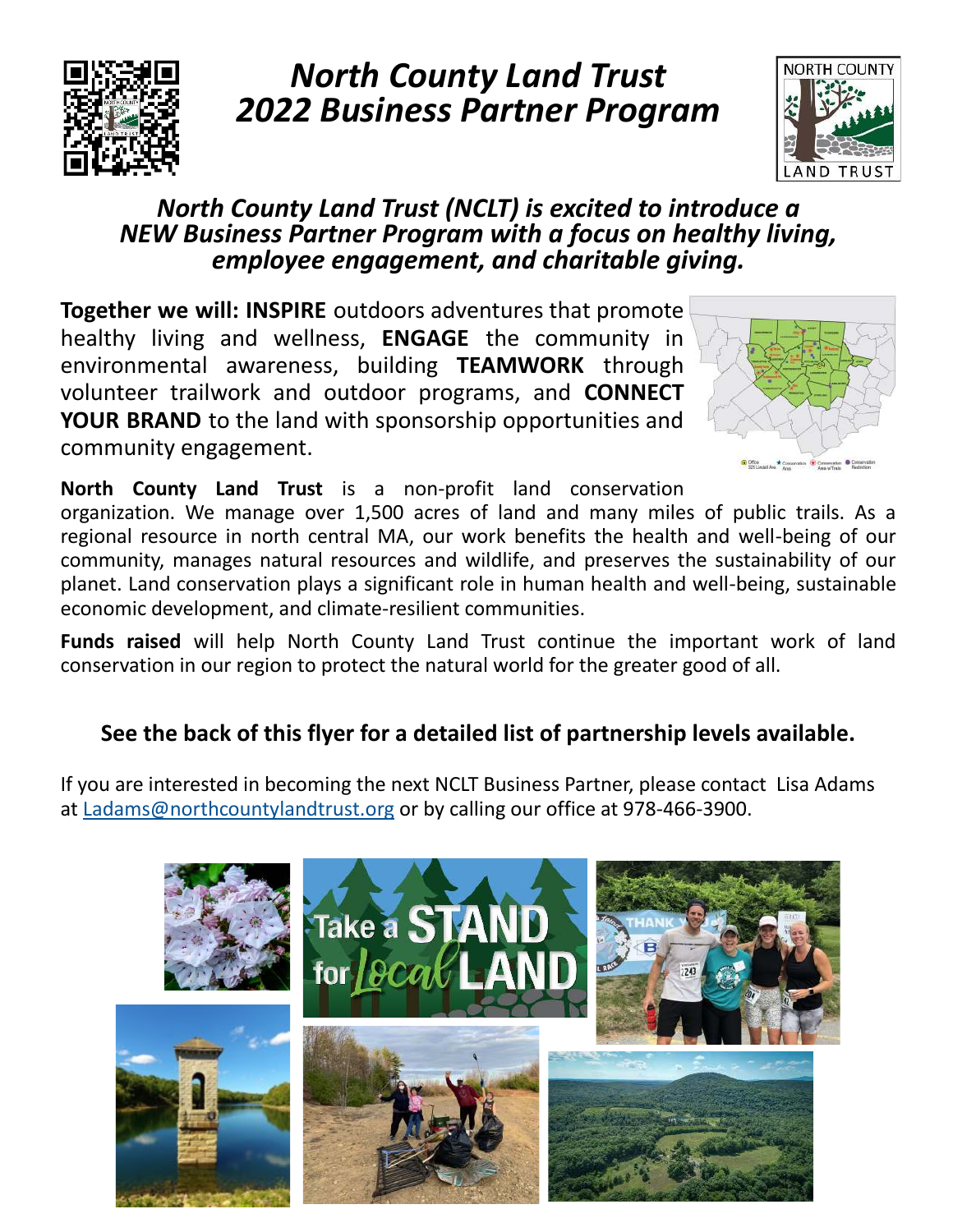# *North County Land Trust 2022 Business Partner Program*

## *North County Land Trust (NCLT) is excited to introduce a NEW Business Partner Program with a focus on healthy living, employee engagement, and charitable giving.*

**Together we will: INSPIRE** outdoors adventures that promote healthy living and wellness, **ENGAGE** the community in environmental awareness, building **TEAMWORK** through volunteer trailwork and outdoor programs, and **CONNECT YOUR BRAND** to the land with sponsorship opportunities and community engagement.

**North County Land Trust** is a non-profit land conservation organization. We manage over 1,500 acres of land and many miles of public trails. As a regional resource in north central MA, our work benefits the health and well-being of our community, manages natural resources and wildlife, and preserves the sustainability of our planet. Land conservation plays a significant role in human health and well-being, sustainable economic development, and climate-resilient communities.

**Funds raised** will help North County Land Trust continue the important work of land conservation in our region to protect the natural world for the greater good of all.

**See the back of this flyer for a detailed list of partnership levels available.**

If you are interested in becoming the next NCLT Business Partner, please contact Lisa Adams at Ladams@northcountylandtrust.org or by calling our office at 978-466-3900.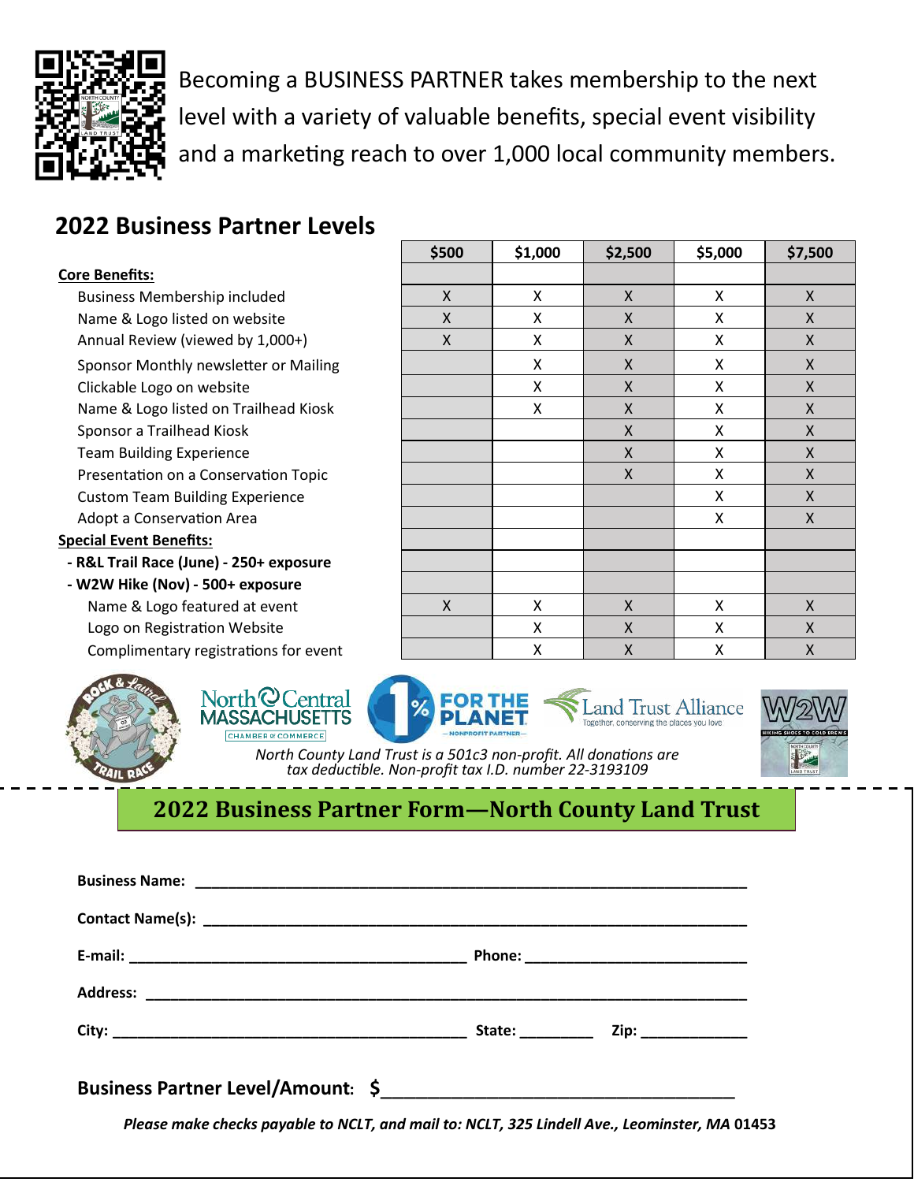Becoming a BUSINESS PARTNER takes membership to the next level with a variety of valuable benefits, special event visibility and a marketing reach to over 1,000 local community members.

## 2022 Business Partner Levels

| | $500 | $1,000 | $2,500 | $5,000 | $7,500 |
|---|---|---|---|---|---|
| **Core Benefits:** | | | | | |
| Business Membership included | X | X | X | X | X |
| Name & Logo listed on website | X | X | X | X | X |
| Annual Review (viewed by 1,000+) | X | X | X | X | X |
| Sponsor Monthly newsletter or Mailing | | X | X | X | X |
| Clickable Logo on website | | X | X | X | X |
| Name & Logo listed on Trailhead Kiosk | | X | X | X | X |
| Sponsor a Trailhead Kiosk | | | X | X | X |
| Team Building Experience | | | X | X | X |
| Presentation on a Conservation Topic | | | X | X | X |
| Custom Team Building Experience | | | | X | X |
| Adopt a Conservation Area | | | | X | X |
| **Special Event Benefits:** | | | | | |
| **- R&L Trail Race (June) - 250+ exposure** | | | | | |
| **- W2W Hike (Nov) - 500+ exposure** | | | | | |
| Name & Logo featured at event | X | X | X | X | X |
| Logo on Registration Website | | X | X | X | X |
| Complimentary registrations for event | | X | X | X | X |

*North County Land Trust is a 501c3 non-profit. All donations are tax deductible. Non-profit tax I.D. number 22-3193109*

## 2022 Business Partner Form—North County Land Trust

**Business Name:** ______________________________________________

**Contact Name(s):** ______________________________________________

**E-mail:** ____________________________ **Phone:** ____________________

**Address:** ______________________________________________

**City:** ____________________________ **State:** ________ **Zip:** ____________

**Business Partner Level/Amount: $**______________________________

***Please make checks payable to NCLT, and mail to: NCLT, 325 Lindell Ave., Leominster, MA*** **01453**